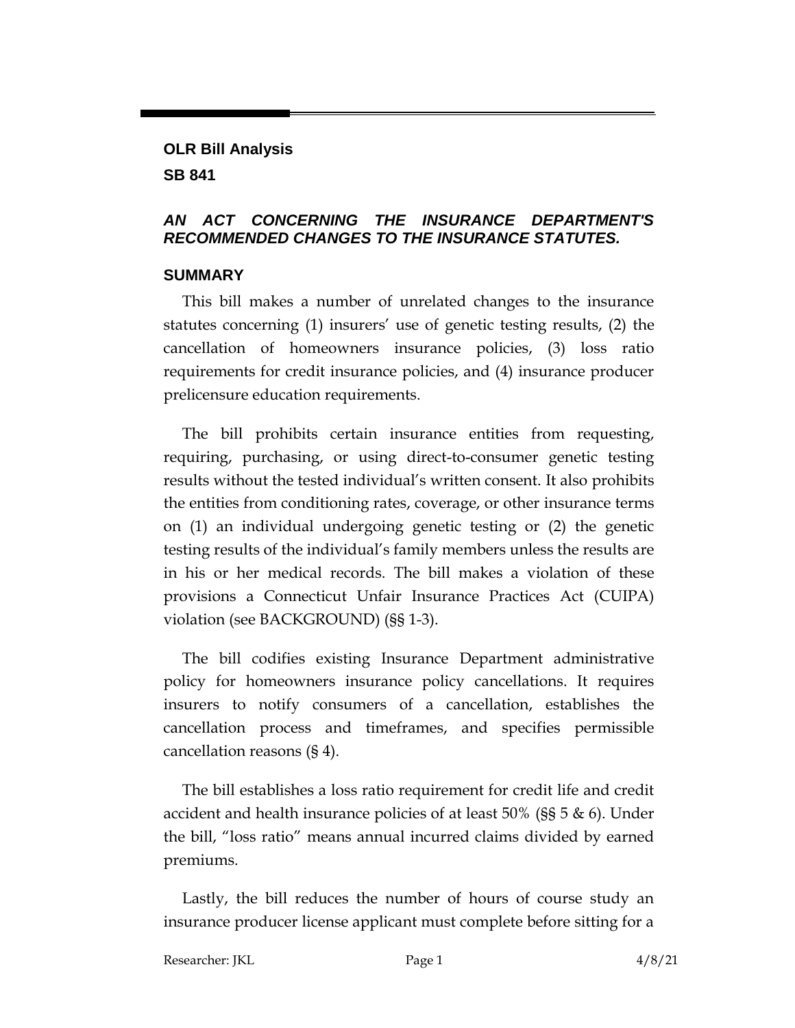**OLR Bill Analysis**

**SB 841**

### *AN ACT CONCERNING THE INSURANCE DEPARTMENT'S RECOMMENDED CHANGES TO THE INSURANCE STATUTES.*

## SUMMARY

This bill makes a number of unrelated changes to the insurance statutes concerning (1) insurers' use of genetic testing results, (2) the cancellation of homeowners insurance policies, (3) loss ratio requirements for credit insurance policies, and (4) insurance producer prelicensure education requirements.

The bill prohibits certain insurance entities from requesting, requiring, purchasing, or using direct-to-consumer genetic testing results without the tested individual's written consent. It also prohibits the entities from conditioning rates, coverage, or other insurance terms on (1) an individual undergoing genetic testing or (2) the genetic testing results of the individual's family members unless the results are in his or her medical records. The bill makes a violation of these provisions a Connecticut Unfair Insurance Practices Act (CUIPA) violation (see BACKGROUND) (§§ 1-3).

The bill codifies existing Insurance Department administrative policy for homeowners insurance policy cancellations. It requires insurers to notify consumers of a cancellation, establishes the cancellation process and timeframes, and specifies permissible cancellation reasons (§ 4).

The bill establishes a loss ratio requirement for credit life and credit accident and health insurance policies of at least 50% (§§ 5 & 6). Under the bill, "loss ratio" means annual incurred claims divided by earned premiums.

Lastly, the bill reduces the number of hours of course study an insurance producer license applicant must complete before sitting for a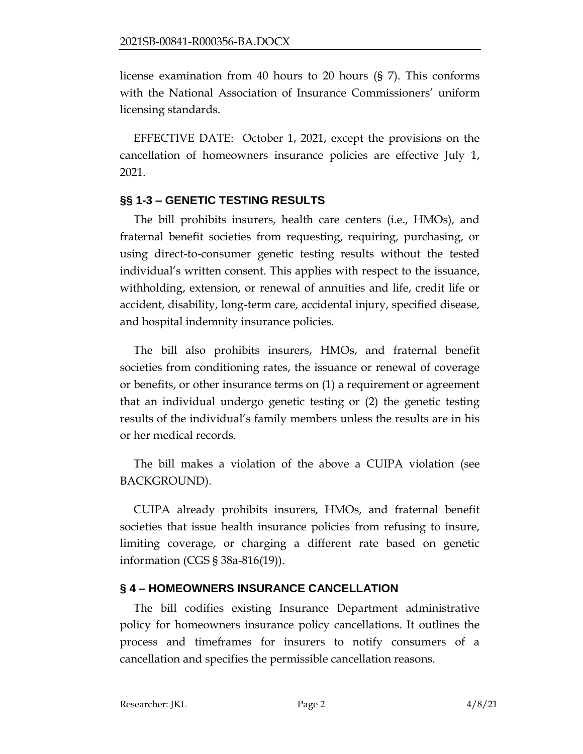license examination from 40 hours to 20 hours (§ 7). This conforms with the National Association of Insurance Commissioners' uniform licensing standards.

EFFECTIVE DATE: October 1, 2021, except the provisions on the cancellation of homeowners insurance policies are effective July 1, 2021.

## §§ 1-3 – GENETIC TESTING RESULTS

The bill prohibits insurers, health care centers (i.e., HMOs), and fraternal benefit societies from requesting, requiring, purchasing, or using direct-to-consumer genetic testing results without the tested individual's written consent. This applies with respect to the issuance, withholding, extension, or renewal of annuities and life, credit life or accident, disability, long-term care, accidental injury, specified disease, and hospital indemnity insurance policies.

The bill also prohibits insurers, HMOs, and fraternal benefit societies from conditioning rates, the issuance or renewal of coverage or benefits, or other insurance terms on (1) a requirement or agreement that an individual undergo genetic testing or (2) the genetic testing results of the individual's family members unless the results are in his or her medical records.

The bill makes a violation of the above a CUIPA violation (see BACKGROUND).

CUIPA already prohibits insurers, HMOs, and fraternal benefit societies that issue health insurance policies from refusing to insure, limiting coverage, or charging a different rate based on genetic information (CGS § 38a-816(19)).

## § 4 – HOMEOWNERS INSURANCE CANCELLATION

The bill codifies existing Insurance Department administrative policy for homeowners insurance policy cancellations. It outlines the process and timeframes for insurers to notify consumers of a cancellation and specifies the permissible cancellation reasons.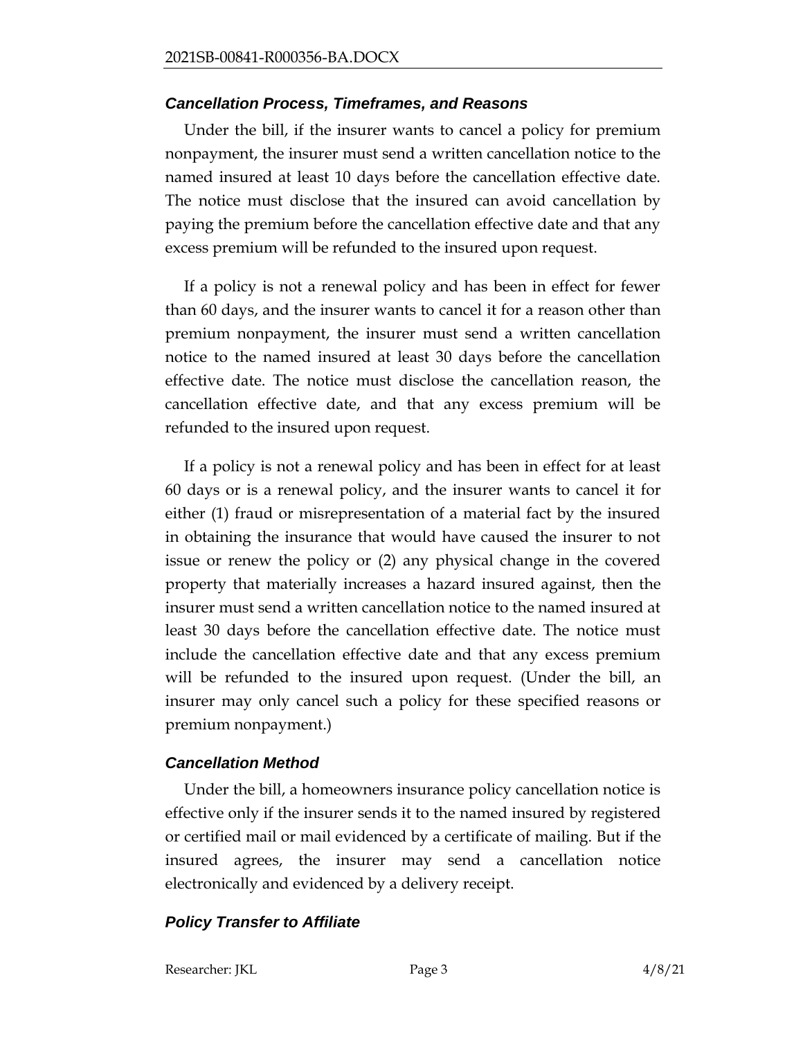### *Cancellation Process, Timeframes, and Reasons*

Under the bill, if the insurer wants to cancel a policy for premium nonpayment, the insurer must send a written cancellation notice to the named insured at least 10 days before the cancellation effective date. The notice must disclose that the insured can avoid cancellation by paying the premium before the cancellation effective date and that any excess premium will be refunded to the insured upon request.

If a policy is not a renewal policy and has been in effect for fewer than 60 days, and the insurer wants to cancel it for a reason other than premium nonpayment, the insurer must send a written cancellation notice to the named insured at least 30 days before the cancellation effective date. The notice must disclose the cancellation reason, the cancellation effective date, and that any excess premium will be refunded to the insured upon request.

If a policy is not a renewal policy and has been in effect for at least 60 days or is a renewal policy, and the insurer wants to cancel it for either (1) fraud or misrepresentation of a material fact by the insured in obtaining the insurance that would have caused the insurer to not issue or renew the policy or (2) any physical change in the covered property that materially increases a hazard insured against, then the insurer must send a written cancellation notice to the named insured at least 30 days before the cancellation effective date. The notice must include the cancellation effective date and that any excess premium will be refunded to the insured upon request. (Under the bill, an insurer may only cancel such a policy for these specified reasons or premium nonpayment.)

### *Cancellation Method*

Under the bill, a homeowners insurance policy cancellation notice is effective only if the insurer sends it to the named insured by registered or certified mail or mail evidenced by a certificate of mailing. But if the insured agrees, the insurer may send a cancellation notice electronically and evidenced by a delivery receipt.

### *Policy Transfer to Affiliate*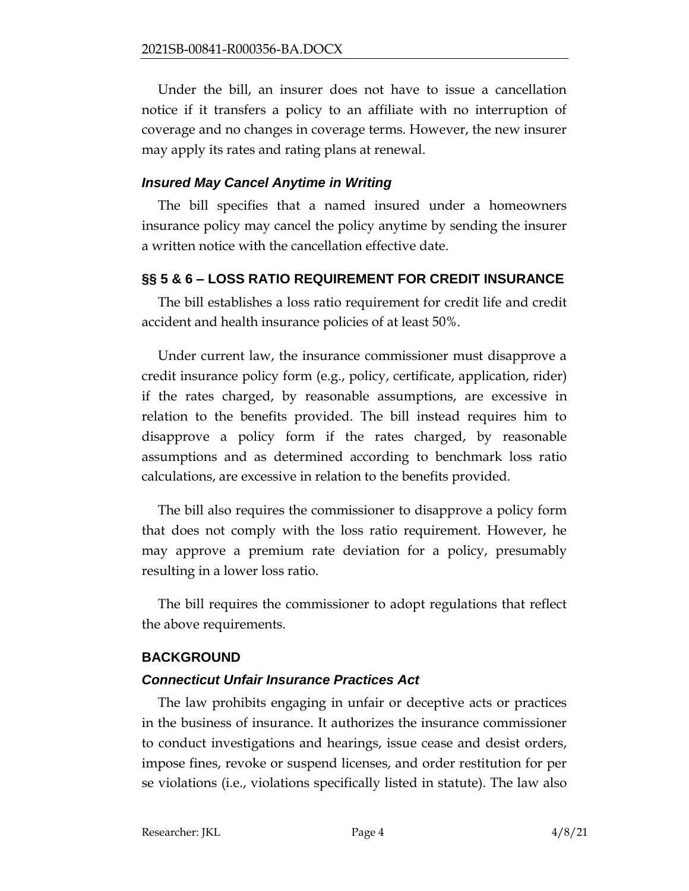Under the bill, an insurer does not have to issue a cancellation notice if it transfers a policy to an affiliate with no interruption of coverage and no changes in coverage terms. However, the new insurer may apply its rates and rating plans at renewal.

### *Insured May Cancel Anytime in Writing*

The bill specifies that a named insured under a homeowners insurance policy may cancel the policy anytime by sending the insurer a written notice with the cancellation effective date.

## §§ 5 & 6 – LOSS RATIO REQUIREMENT FOR CREDIT INSURANCE

The bill establishes a loss ratio requirement for credit life and credit accident and health insurance policies of at least 50%.

Under current law, the insurance commissioner must disapprove a credit insurance policy form (e.g., policy, certificate, application, rider) if the rates charged, by reasonable assumptions, are excessive in relation to the benefits provided. The bill instead requires him to disapprove a policy form if the rates charged, by reasonable assumptions and as determined according to benchmark loss ratio calculations, are excessive in relation to the benefits provided.

The bill also requires the commissioner to disapprove a policy form that does not comply with the loss ratio requirement. However, he may approve a premium rate deviation for a policy, presumably resulting in a lower loss ratio.

The bill requires the commissioner to adopt regulations that reflect the above requirements.

## BACKGROUND

### *Connecticut Unfair Insurance Practices Act*

The law prohibits engaging in unfair or deceptive acts or practices in the business of insurance. It authorizes the insurance commissioner to conduct investigations and hearings, issue cease and desist orders, impose fines, revoke or suspend licenses, and order restitution for per se violations (i.e., violations specifically listed in statute). The law also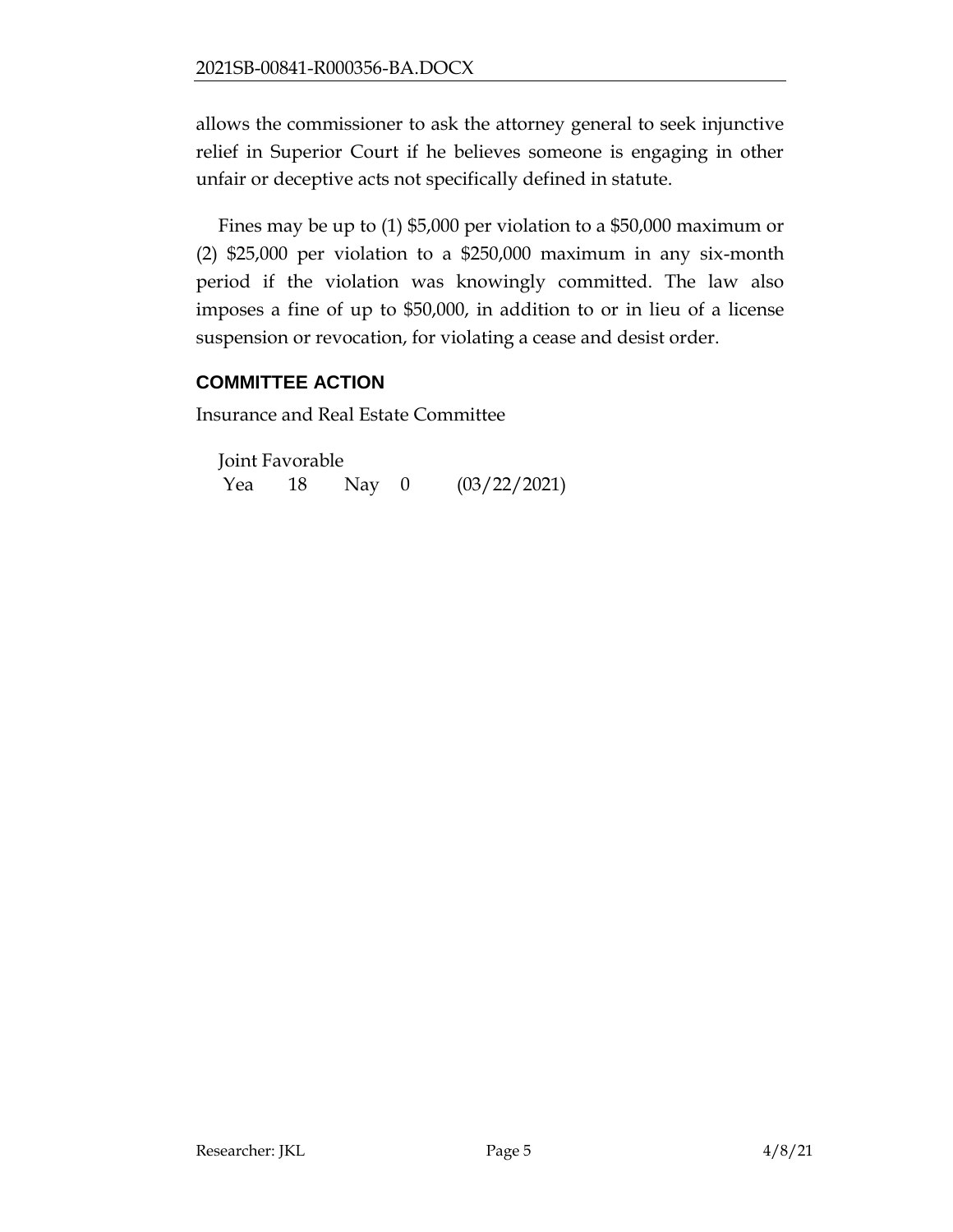allows the commissioner to ask the attorney general to seek injunctive relief in Superior Court if he believes someone is engaging in other unfair or deceptive acts not specifically defined in statute.

Fines may be up to (1) $5,000 per violation to a $50,000 maximum or (2) $25,000 per violation to a $250,000 maximum in any six-month period if the violation was knowingly committed. The law also imposes a fine of up to $50,000, in addition to or in lieu of a license suspension or revocation, for violating a cease and desist order.

## COMMITTEE ACTION

Insurance and Real Estate Committee

Joint Favorable
Yea 18 Nay 0 (03/22/2021)